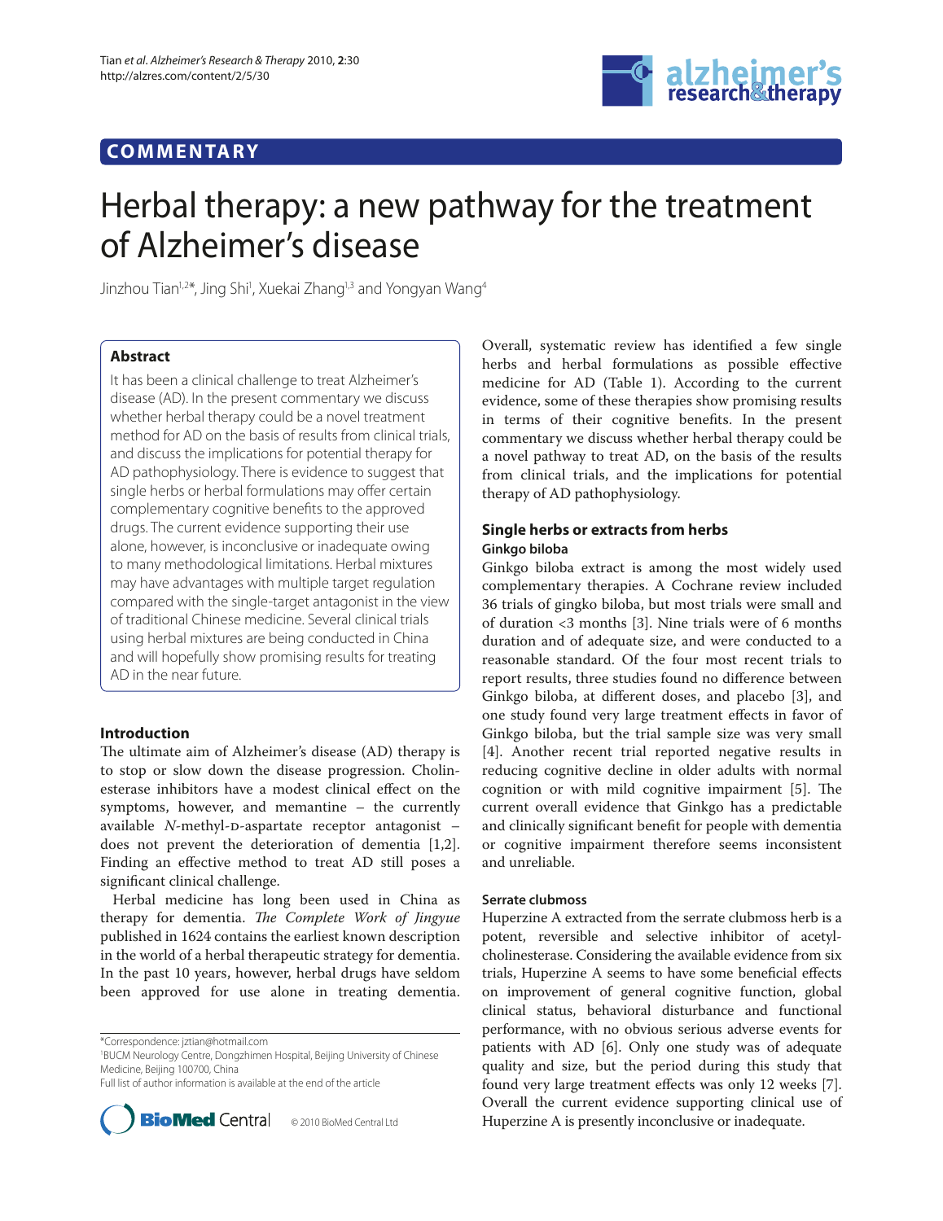COMMENTARY

# Herbal therapy: a new pathway for the treatment of Alzheimer's disease

Jinzhou Tian[1,2]*, Jing Shi[1], Xuekai Zhang[1,3] and Yongyan Wang[4]

## Abstract

It has been a clinical challenge to treat Alzheimer's disease (AD). In the present commentary we discuss whether herbal therapy could be a novel treatment method for AD on the basis of results from clinical trials, and discuss the implications for potential therapy for AD pathophysiology. There is evidence to suggest that single herbs or herbal formulations may offer certain complementary cognitive benefits to the approved drugs. The current evidence supporting their use alone, however, is inconclusive or inadequate owing to many methodological limitations. Herbal mixtures may have advantages with multiple target regulation compared with the single-target antagonist in the view of traditional Chinese medicine. Several clinical trials using herbal mixtures are being conducted in China and will hopefully show promising results for treating AD in the near future.

## Introduction

The ultimate aim of Alzheimer's disease (AD) therapy is to stop or slow down the disease progression. Cholinesterase inhibitors have a modest clinical effect on the symptoms, however, and memantine – the currently available *N*-methyl-D-aspartate receptor antagonist – does not prevent the deterioration of dementia [1,2]. Finding an effective method to treat AD still poses a significant clinical challenge.

Herbal medicine has long been used in China as therapy for dementia. *The Complete Work of Jingyue* published in 1624 contains the earliest known description in the world of a herbal therapeutic strategy for dementia. In the past 10 years, however, herbal drugs have seldom been approved for use alone in treating dementia. Overall, systematic review has identified a few single herbs and herbal formulations as possible effective medicine for AD (Table 1). According to the current evidence, some of these therapies show promising results in terms of their cognitive benefits. In the present commentary we discuss whether herbal therapy could be a novel pathway to treat AD, on the basis of the results from clinical trials, and the implications for potential therapy of AD pathophysiology.

*Correspondence: jztian@hotmail.com

[1]BUCM Neurology Centre, Dongzhimen Hospital, Beijing University of Chinese Medicine, Beijing 100700, China

Full list of author information is available at the end of the article

© 2010 BioMed Central Ltd

## Single herbs or extracts from herbs

### Ginkgo biloba

Ginkgo biloba extract is among the most widely used complementary therapies. A Cochrane review included 36 trials of gingko biloba, but most trials were small and of duration <3 months [3]. Nine trials were of 6 months duration and of adequate size, and were conducted to a reasonable standard. Of the four most recent trials to report results, three studies found no difference between Ginkgo biloba, at different doses, and placebo [3], and one study found very large treatment effects in favor of Ginkgo biloba, but the trial sample size was very small [4]. Another recent trial reported negative results in reducing cognitive decline in older adults with normal cognition or with mild cognitive impairment [5]. The current overall evidence that Ginkgo has a predictable and clinically significant benefit for people with dementia or cognitive impairment therefore seems inconsistent and unreliable.

### Serrate clubmoss

Huperzine A extracted from the serrate clubmoss herb is a potent, reversible and selective inhibitor of acetylcholinesterase. Considering the available evidence from six trials, Huperzine A seems to have some beneficial effects on improvement of general cognitive function, global clinical status, behavioral disturbance and functional performance, with no obvious serious adverse events for patients with AD [6]. Only one study was of adequate quality and size, but the period during this study that found very large treatment effects was only 12 weeks [7]. Overall the current evidence supporting clinical use of Huperzine A is presently inconclusive or inadequate.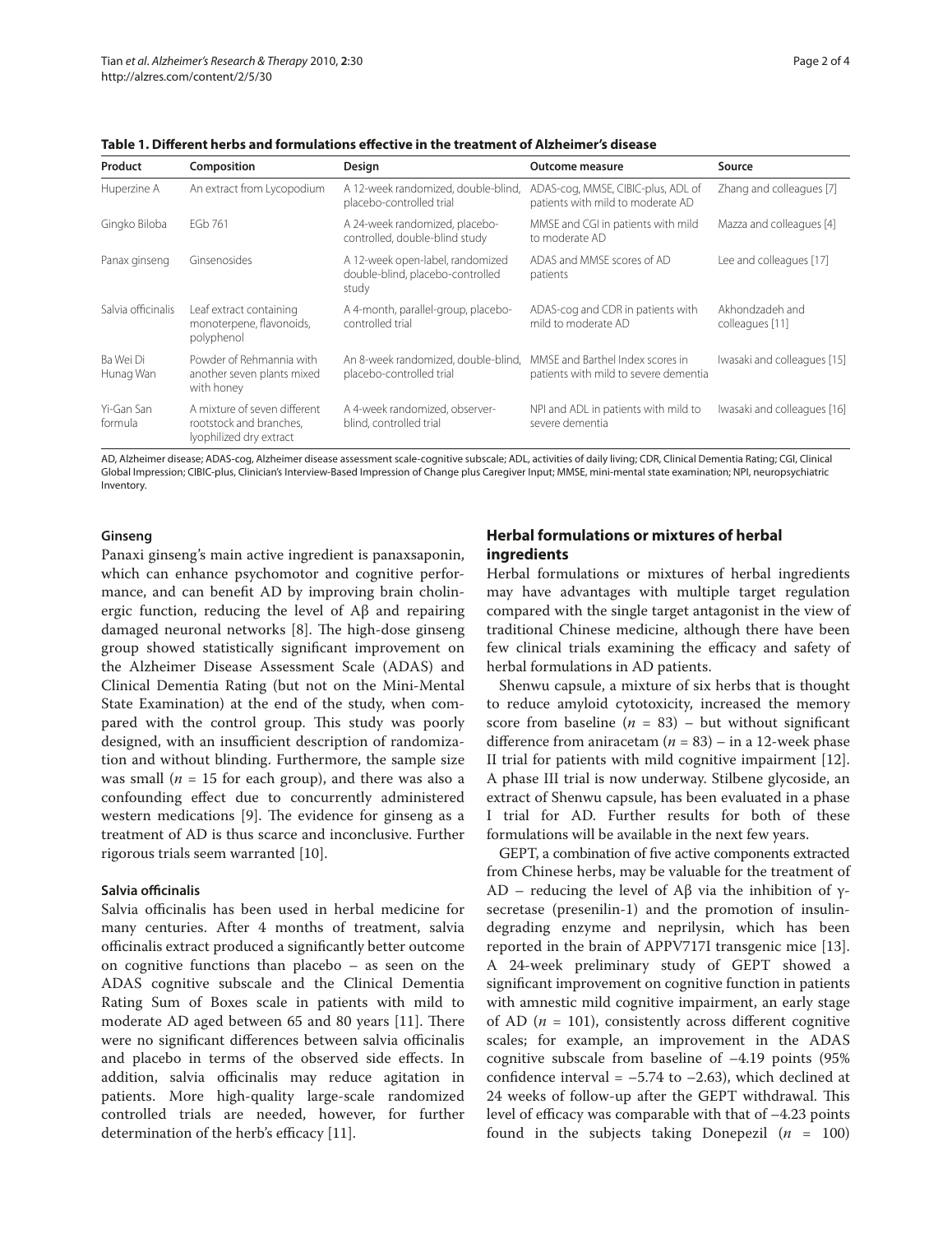**Table 1. Different herbs and formulations effective in the treatment of Alzheimer's disease**

| Product | Composition | Design | Outcome measure | Source |
|---|---|---|---|---|
| Huperzine A | An extract from Lycopodium | A 12-week randomized, double-blind, placebo-controlled trial | ADAS-cog, MMSE, CIBIC-plus, ADL of patients with mild to moderate AD | Zhang and colleagues [7] |
| Gingko Biloba | EGb 761 | A 24-week randomized, placebo-controlled, double-blind study | MMSE and CGI in patients with mild to moderate AD | Mazza and colleagues [4] |
| Panax ginseng | Ginsenosides | A 12-week open-label, randomized double-blind, placebo-controlled study | ADAS and MMSE scores of AD patients | Lee and colleagues [17] |
| Salvia officinalis | Leaf extract containing monoterpene, flavonoids, polyphenol | A 4-month, parallel-group, placebo-controlled trial | ADAS-cog and CDR in patients with mild to moderate AD | Akhondzadeh and colleagues [11] |
| Ba Wei Di Hunag Wan | Powder of Rehmannia with another seven plants mixed with honey | An 8-week randomized, double-blind, placebo-controlled trial | MMSE and Barthel Index scores in patients with mild to severe dementia | Iwasaki and colleagues [15] |
| Yi-Gan San formula | A mixture of seven different rootstock and branches, lyophilized dry extract | A 4-week randomized, observer-blind, controlled trial | NPI and ADL in patients with mild to severe dementia | Iwasaki and colleagues [16] |

AD, Alzheimer disease; ADAS-cog, Alzheimer disease assessment scale-cognitive subscale; ADL, activities of daily living; CDR, Clinical Dementia Rating; CGI, Clinical Global Impression; CIBIC-plus, Clinician's Interview-Based Impression of Change plus Caregiver Input; MMSE, mini-mental state examination; NPI, neuropsychiatric Inventory.

#### Ginseng

Panaxi ginseng's main active ingredient is panaxsaponin, which can enhance psychomotor and cognitive performance, and can benefit AD by improving brain cholinergic function, reducing the level of Aβ and repairing damaged neuronal networks [8]. The high-dose ginseng group showed statistically significant improvement on the Alzheimer Disease Assessment Scale (ADAS) and Clinical Dementia Rating (but not on the Mini-Mental State Examination) at the end of the study, when compared with the control group. This study was poorly designed, with an insufficient description of randomization and without blinding. Furthermore, the sample size was small ($n$ = 15 for each group), and there was also a confounding effect due to concurrently administered western medications [9]. The evidence for ginseng as a treatment of AD is thus scarce and inconclusive. Further rigorous trials seem warranted [10].

#### Salvia officinalis

Salvia officinalis has been used in herbal medicine for many centuries. After 4 months of treatment, salvia officinalis extract produced a significantly better outcome on cognitive functions than placebo – as seen on the ADAS cognitive subscale and the Clinical Dementia Rating Sum of Boxes scale in patients with mild to moderate AD aged between 65 and 80 years [11]. There were no significant differences between salvia officinalis and placebo in terms of the observed side effects. In addition, salvia officinalis may reduce agitation in patients. More high-quality large-scale randomized controlled trials are needed, however, for further determination of the herb's efficacy [11].

### Herbal formulations or mixtures of herbal ingredients

Herbal formulations or mixtures of herbal ingredients may have advantages with multiple target regulation compared with the single target antagonist in the view of traditional Chinese medicine, although there have been few clinical trials examining the efficacy and safety of herbal formulations in AD patients.

Shenwu capsule, a mixture of six herbs that is thought to reduce amyloid cytotoxicity, increased the memory score from baseline ($n$ = 83) – but without significant difference from aniracetam ($n$ = 83) – in a 12-week phase II trial for patients with mild cognitive impairment [12]. A phase III trial is now underway. Stilbene glycoside, an extract of Shenwu capsule, has been evaluated in a phase I trial for AD. Further results for both of these formulations will be available in the next few years.

GEPT, a combination of five active components extracted from Chinese herbs, may be valuable for the treatment of AD – reducing the level of Aβ via the inhibition of γ-secretase (presenilin-1) and the promotion of insulin-degrading enzyme and neprilysin, which has been reported in the brain of APPV717I transgenic mice [13]. A 24-week preliminary study of GEPT showed a significant improvement on cognitive function in patients with amnestic mild cognitive impairment, an early stage of AD ($n$ = 101), consistently across different cognitive scales; for example, an improvement in the ADAS cognitive subscale from baseline of –4.19 points (95% confidence interval = –5.74 to –2.63), which declined at 24 weeks of follow-up after the GEPT withdrawal. This level of efficacy was comparable with that of –4.23 points found in the subjects taking Donepezil ($n$ = 100)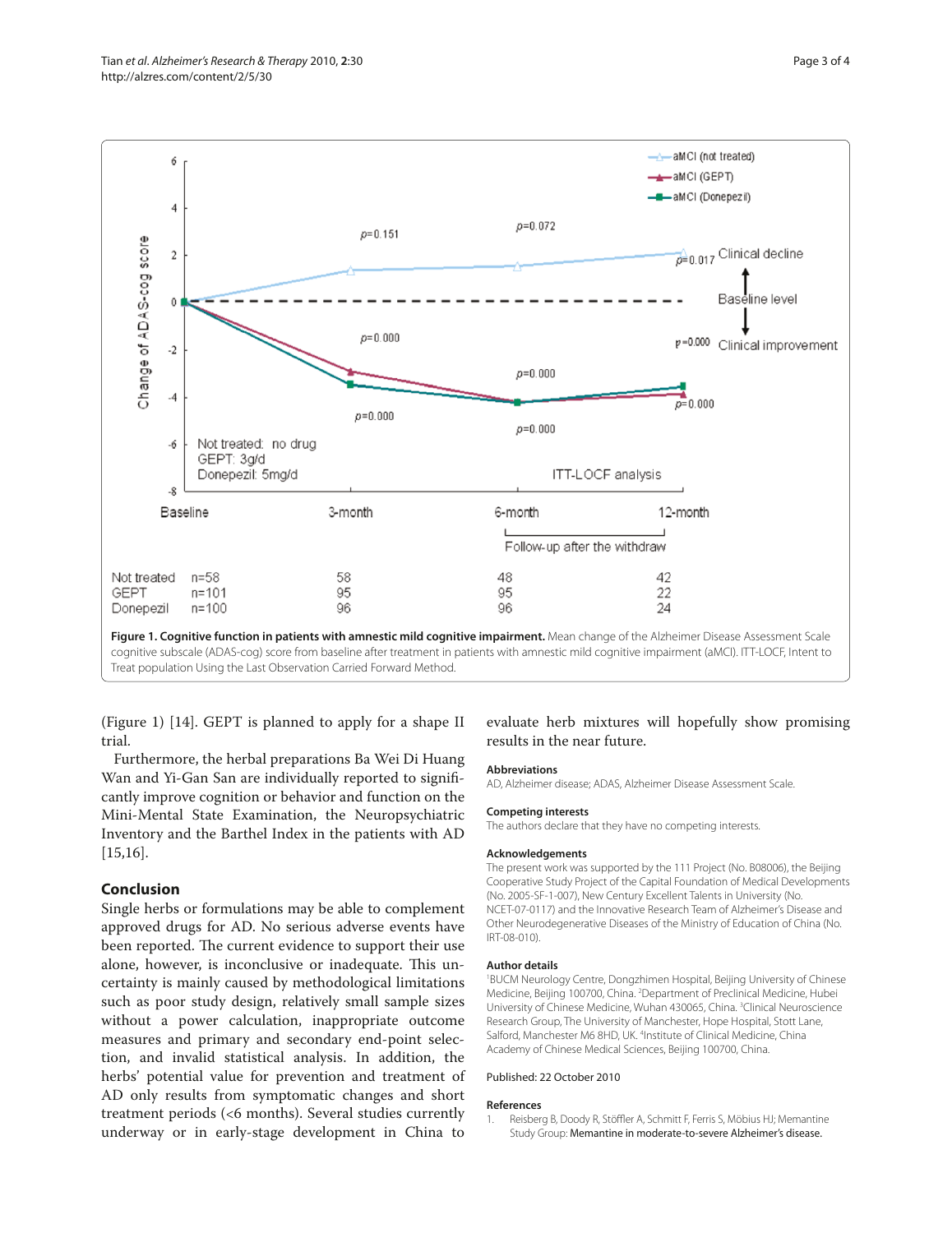aMCI (not treated)
aMCI (GEPT)
aMCI (Donepezil)

6
4
2
0
-2
-4
-6
-8

Change of ADAS-cog score

p=0.151
p=0.072
p=0.017
Clinical decline
Baseline level
Clinical improvement
p=0.000
p=0.000
p=0.000
p=0.000
p=0.000
p=0.000
p=0.000

Not treated: no drug
GEPT: 3g/d
Donepezil: 5mg/d

ITT-LOCF analysis

Baseline
3-month
6-month
12-month

Follow-up after the withdraw

Not treated n=58 58 48 42
GEPT n=101 95 95 22
Donepezil n=100 96 96 24

**Figure 1. Cognitive function in patients with amnestic mild cognitive impairment.** Mean change of the Alzheimer Disease Assessment Scale cognitive subscale (ADAS-cog) score from baseline after treatment in patients with amnestic mild cognitive impairment (aMCI). ITT-LOCF, Intent to Treat population Using the Last Observation Carried Forward Method.

(Figure 1) [14]. GEPT is planned to apply for a shape II trial.

Furthermore, the herbal preparations Ba Wei Di Huang Wan and Yi-Gan San are individually reported to significantly improve cognition or behavior and function on the Mini-Mental State Examination, the Neuropsychiatric Inventory and the Barthel Index in the patients with AD [15,16].

## Conclusion

Single herbs or formulations may be able to complement approved drugs for AD. No serious adverse events have been reported. The current evidence to support their use alone, however, is inconclusive or inadequate. This uncertainty is mainly caused by methodological limitations such as poor study design, relatively small sample sizes without a power calculation, inappropriate outcome measures and primary and secondary end-point selection, and invalid statistical analysis. In addition, the herbs' potential value for prevention and treatment of AD only results from symptomatic changes and short treatment periods (<6 months). Several studies currently underway or in early-stage development in China to evaluate herb mixtures will hopefully show promising results in the near future.

### Abbreviations

AD, Alzheimer disease; ADAS, Alzheimer Disease Assessment Scale.

### Competing interests

The authors declare that they have no competing interests.

### Acknowledgements

The present work was supported by the 111 Project (No. B08006), the Beijing Cooperative Study Project of the Capital Foundation of Medical Developments (No. 2005-SF-1-007), New Century Excellent Talents in University (No. NCET-07-0117) and the Innovative Research Team of Alzheimer's Disease and Other Neurodegenerative Diseases of the Ministry of Education of China (No. IRT-08-010).

### Author details

[1]BUCM Neurology Centre, Dongzhimen Hospital, Beijing University of Chinese Medicine, Beijing 100700, China. [2]Department of Preclinical Medicine, Hubei University of Chinese Medicine, Wuhan 430065, China. [3]Clinical Neuroscience Research Group, The University of Manchester, Hope Hospital, Stott Lane, Salford, Manchester M6 8HD, UK. [4]Institute of Clinical Medicine, China Academy of Chinese Medical Sciences, Beijing 100700, China.

Published: 22 October 2010

### References

1. Reisberg B, Doody R, Stöffler A, Schmitt F, Ferris S, Möbius HJ; Memantine Study Group: Memantine in moderate-to-severe Alzheimer's disease.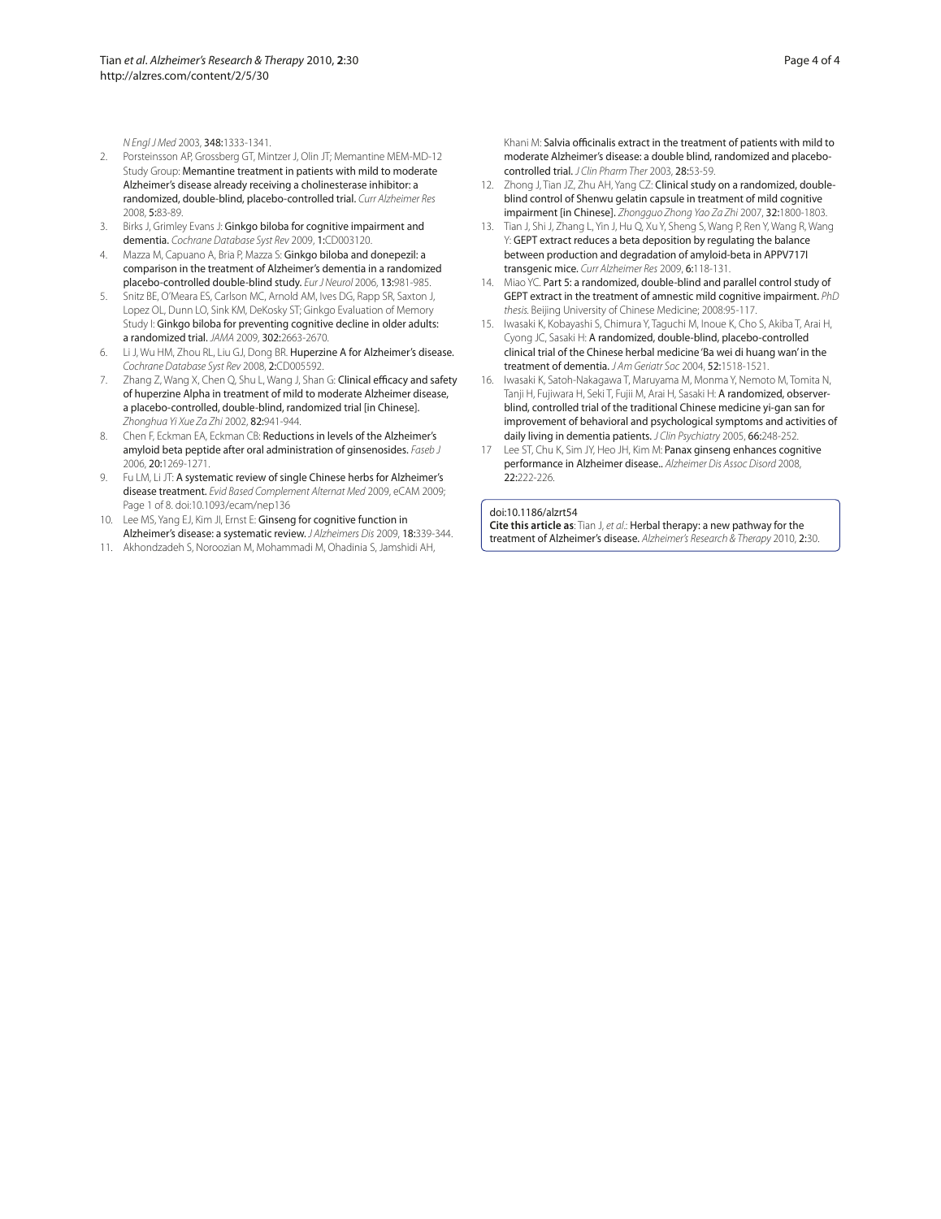*N Engl J Med* 2003, **348:**1333-1341.

2. Porsteinsson AP, Grossberg GT, Mintzer J, Olin JT; Memantine MEM-MD-12 Study Group: Memantine treatment in patients with mild to moderate Alzheimer's disease already receiving a cholinesterase inhibitor: a randomized, double-blind, placebo-controlled trial. *Curr Alzheimer Res* 2008, **5:**83-89.
3. Birks J, Grimley Evans J: Ginkgo biloba for cognitive impairment and dementia. *Cochrane Database Syst Rev* 2009, **1:**CD003120.
4. Mazza M, Capuano A, Bria P, Mazza S: Ginkgo biloba and donepezil: a comparison in the treatment of Alzheimer's dementia in a randomized placebo-controlled double-blind study. *Eur J Neurol* 2006, **13:**981-985.
5. Snitz BE, O'Meara ES, Carlson MC, Arnold AM, Ives DG, Rapp SR, Saxton J, Lopez OL, Dunn LO, Sink KM, DeKosky ST; Ginkgo Evaluation of Memory Study I: Ginkgo biloba for preventing cognitive decline in older adults: a randomized trial. *JAMA* 2009, **302:**2663-2670.
6. Li J, Wu HM, Zhou RL, Liu GJ, Dong BR. Huperzine A for Alzheimer's disease. *Cochrane Database Syst Rev* 2008, **2:**CD005592.
7. Zhang Z, Wang X, Chen Q, Shu L, Wang J, Shan G: Clinical efficacy and safety of huperzine Alpha in treatment of mild to moderate Alzheimer disease, a placebo-controlled, double-blind, randomized trial [in Chinese]. *Zhonghua Yi Xue Za Zhi* 2002, **82:**941-944.
8. Chen F, Eckman EA, Eckman CB: Reductions in levels of the Alzheimer's amyloid beta peptide after oral administration of ginsenosides. *Faseb J* 2006, **20:**1269-1271.
9. Fu LM, Li JT: A systematic review of single Chinese herbs for Alzheimer's disease treatment. *Evid Based Complement Alternat Med* 2009, eCAM 2009; Page 1 of 8. doi:10.1093/ecam/nep136
10. Lee MS, Yang EJ, Kim JI, Ernst E: Ginseng for cognitive function in Alzheimer's disease: a systematic review. *J Alzheimers Dis* 2009, **18:**339-344.
11. Akhondzadeh S, Noroozian M, Mohammadi M, Ohadinia S, Jamshidi AH, Khani M: Salvia officinalis extract in the treatment of patients with mild to moderate Alzheimer's disease: a double blind, randomized and placebo-controlled trial. *J Clin Pharm Ther* 2003, **28:**53-59.
12. Zhong J, Tian JZ, Zhu AH, Yang CZ: Clinical study on a randomized, double-blind control of Shenwu gelatin capsule in treatment of mild cognitive impairment [in Chinese]. *Zhongguo Zhong Yao Za Zhi* 2007, **32:**1800-1803.
13. Tian J, Shi J, Zhang L, Yin J, Hu Q, Xu Y, Sheng S, Wang P, Ren Y, Wang R, Wang Y: GEPT extract reduces a beta deposition by regulating the balance between production and degradation of amyloid-beta in APPV717I transgenic mice. *Curr Alzheimer Res* 2009, **6:**118-131.
14. Miao YC. Part 5: a randomized, double-blind and parallel control study of GEPT extract in the treatment of amnestic mild cognitive impairment. *PhD thesis.* Beijing University of Chinese Medicine; 2008:95-117.
15. Iwasaki K, Kobayashi S, Chimura Y, Taguchi M, Inoue K, Cho S, Akiba T, Arai H, Cyong JC, Sasaki H: A randomized, double-blind, placebo-controlled clinical trial of the Chinese herbal medicine 'Ba wei di huang wan' in the treatment of dementia. *J Am Geriatr Soc* 2004, **52:**1518-1521.
16. Iwasaki K, Satoh-Nakagawa T, Maruyama M, Monma Y, Nemoto M, Tomita N, Tanji H, Fujiwara H, Seki T, Fujii M, Arai H, Sasaki H: A randomized, observer-blind, controlled trial of the traditional Chinese medicine yi-gan san for improvement of behavioral and psychological symptoms and activities of daily living in dementia patients. *J Clin Psychiatry* 2005, **66:**248-252.
17. Lee ST, Chu K, Sim JY, Heo JH, Kim M: Panax ginseng enhances cognitive performance in Alzheimer disease.. *Alzheimer Dis Assoc Disord* 2008, **22:**222-226.

doi:10.1186/alzrt54
**Cite this article as**: Tian J, *et al.*: Herbal therapy: a new pathway for the treatment of Alzheimer's disease. *Alzheimer's Research & Therapy* 2010, **2:**30.